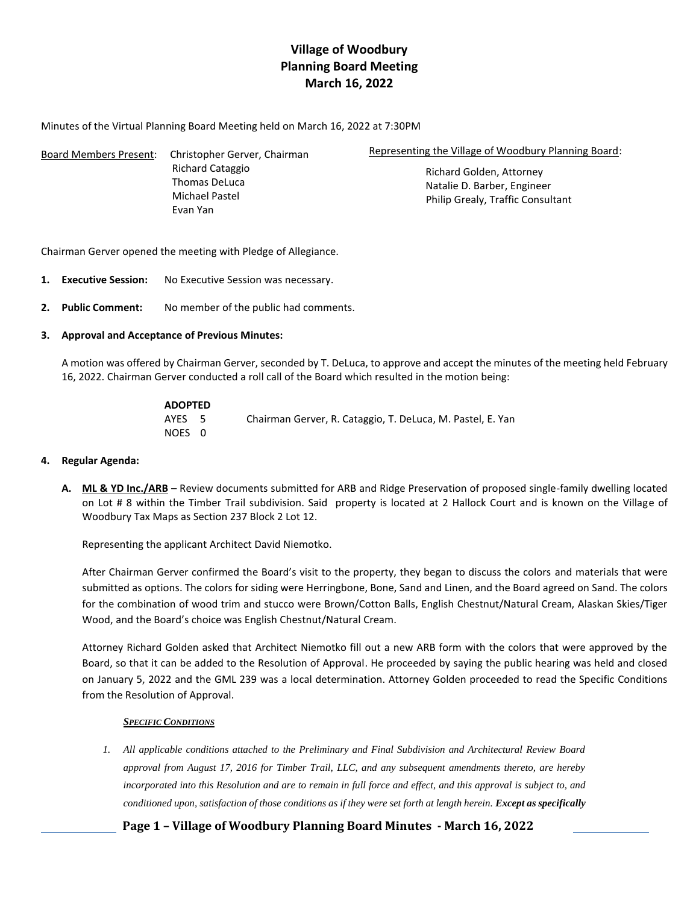# Village of Woodbury
## Planning Board Meeting
## March 16, 2022

Minutes of the Virtual Planning Board Meeting held on March 16, 2022 at 7:30PM

Board Members Present: Christopher Gerver, Chairman
Richard Cataggio
Thomas DeLuca
Michael Pastel
Evan Yan

Representing the Village of Woodbury Planning Board:
Richard Golden, Attorney
Natalie D. Barber, Engineer
Philip Grealy, Traffic Consultant

Chairman Gerver opened the meeting with Pledge of Allegiance.

1. **Executive Session:** No Executive Session was necessary.

2. **Public Comment:** No member of the public had comments.

3. **Approval and Acceptance of Previous Minutes:**

A motion was offered by Chairman Gerver, seconded by T. DeLuca, to approve and accept the minutes of the meeting held February 16, 2022. Chairman Gerver conducted a roll call of the Board which resulted in the motion being:

**ADOPTED**
AYES 5 Chairman Gerver, R. Cataggio, T. DeLuca, M. Pastel, E. Yan
NOES 0

4. **Regular Agenda:**

**A. ML & YD Inc./ARB** – Review documents submitted for ARB and Ridge Preservation of proposed single-family dwelling located on Lot # 8 within the Timber Trail subdivision. Said property is located at 2 Hallock Court and is known on the Village of Woodbury Tax Maps as Section 237 Block 2 Lot 12.

Representing the applicant Architect David Niemotko.

After Chairman Gerver confirmed the Board's visit to the property, they began to discuss the colors and materials that were submitted as options. The colors for siding were Herringbone, Bone, Sand and Linen, and the Board agreed on Sand. The colors for the combination of wood trim and stucco were Brown/Cotton Balls, English Chestnut/Natural Cream, Alaskan Skies/Tiger Wood, and the Board's choice was English Chestnut/Natural Cream.

Attorney Richard Golden asked that Architect Niemotko fill out a new ARB form with the colors that were approved by the Board, so that it can be added to the Resolution of Approval. He proceeded by saying the public hearing was held and closed on January 5, 2022 and the GML 239 was a local determination. Attorney Golden proceeded to read the Specific Conditions from the Resolution of Approval.

***SPECIFIC CONDITIONS***

1. *All applicable conditions attached to the Preliminary and Final Subdivision and Architectural Review Board approval from August 17, 2016 for Timber Trail, LLC, and any subsequent amendments thereto, are hereby incorporated into this Resolution and are to remain in full force and effect, and this approval is subject to, and conditioned upon, satisfaction of those conditions as if they were set forth at length herein.* ***Except as specifically***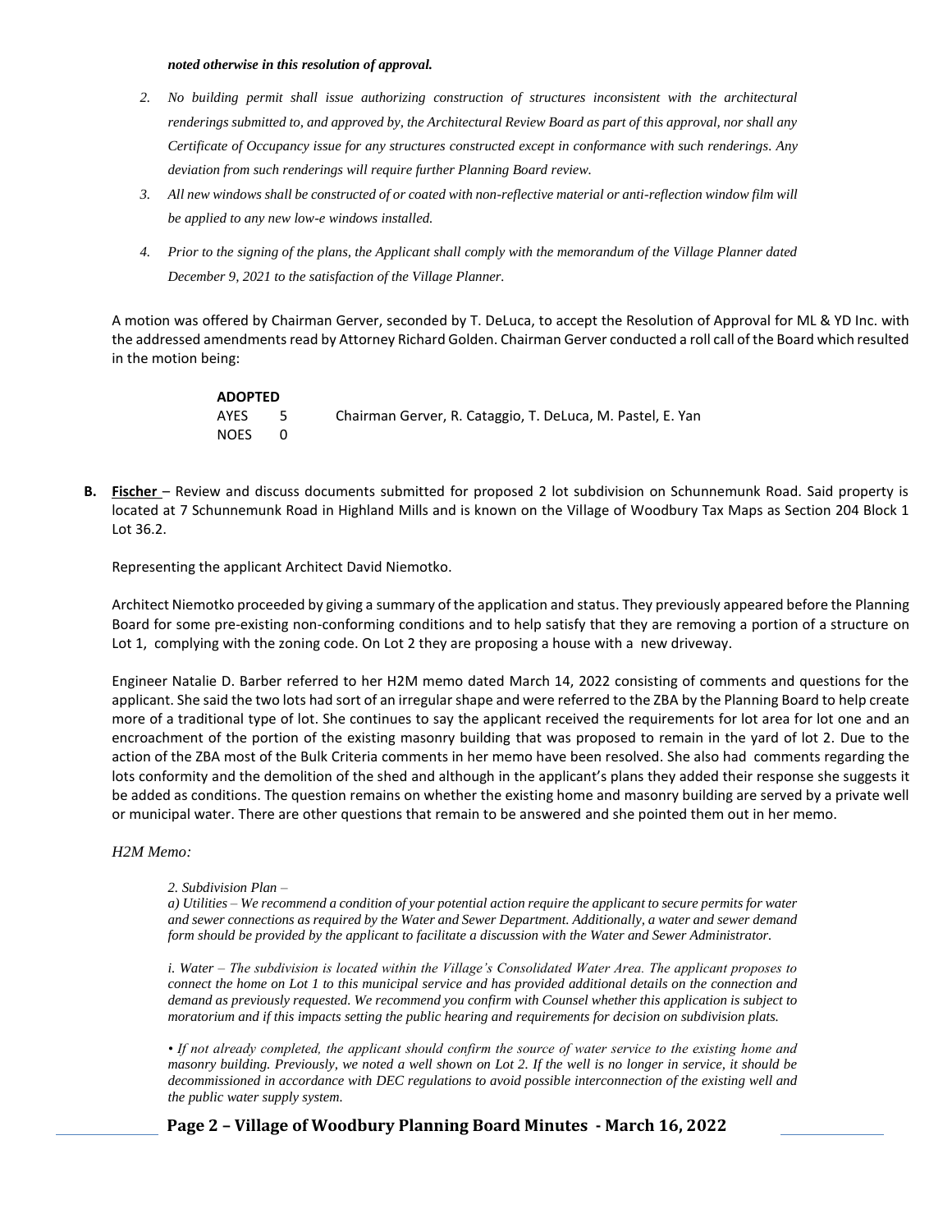***noted otherwise in this resolution of approval.***

2. *No building permit shall issue authorizing construction of structures inconsistent with the architectural renderings submitted to, and approved by, the Architectural Review Board as part of this approval, nor shall any Certificate of Occupancy issue for any structures constructed except in conformance with such renderings. Any deviation from such renderings will require further Planning Board review.*
3. *All new windows shall be constructed of or coated with non-reflective material or anti-reflection window film will be applied to any new low-e windows installed.*
4. *Prior to the signing of the plans, the Applicant shall comply with the memorandum of the Village Planner dated December 9, 2021 to the satisfaction of the Village Planner.*

A motion was offered by Chairman Gerver, seconded by T. DeLuca, to accept the Resolution of Approval for ML & YD Inc. with the addressed amendments read by Attorney Richard Golden. Chairman Gerver conducted a roll call of the Board which resulted in the motion being:

**ADOPTED**
AYES 5 Chairman Gerver, R. Cataggio, T. DeLuca, M. Pastel, E. Yan
NOES 0

**B. Fischer** – Review and discuss documents submitted for proposed 2 lot subdivision on Schunnemunk Road. Said property is located at 7 Schunnemunk Road in Highland Mills and is known on the Village of Woodbury Tax Maps as Section 204 Block 1 Lot 36.2.

Representing the applicant Architect David Niemotko.

Architect Niemotko proceeded by giving a summary of the application and status. They previously appeared before the Planning Board for some pre-existing non-conforming conditions and to help satisfy that they are removing a portion of a structure on Lot 1, complying with the zoning code. On Lot 2 they are proposing a house with a new driveway.

Engineer Natalie D. Barber referred to her H2M memo dated March 14, 2022 consisting of comments and questions for the applicant. She said the two lots had sort of an irregular shape and were referred to the ZBA by the Planning Board to help create more of a traditional type of lot. She continues to say the applicant received the requirements for lot area for lot one and an encroachment of the portion of the existing masonry building that was proposed to remain in the yard of lot 2. Due to the action of the ZBA most of the Bulk Criteria comments in her memo have been resolved. She also had comments regarding the lots conformity and the demolition of the shed and although in the applicant's plans they added their response she suggests it be added as conditions. The question remains on whether the existing home and masonry building are served by a private well or municipal water. There are other questions that remain to be answered and she pointed them out in her memo.

*H2M Memo:*

*2. Subdivision Plan –*

*a) Utilities – We recommend a condition of your potential action require the applicant to secure permits for water and sewer connections as required by the Water and Sewer Department. Additionally, a water and sewer demand form should be provided by the applicant to facilitate a discussion with the Water and Sewer Administrator.*

*i. Water – The subdivision is located within the Village's Consolidated Water Area. The applicant proposes to connect the home on Lot 1 to this municipal service and has provided additional details on the connection and demand as previously requested. We recommend you confirm with Counsel whether this application is subject to moratorium and if this impacts setting the public hearing and requirements for decision on subdivision plats.*

*• If not already completed, the applicant should confirm the source of water service to the existing home and masonry building. Previously, we noted a well shown on Lot 2. If the well is no longer in service, it should be decommissioned in accordance with DEC regulations to avoid possible interconnection of the existing well and the public water supply system.*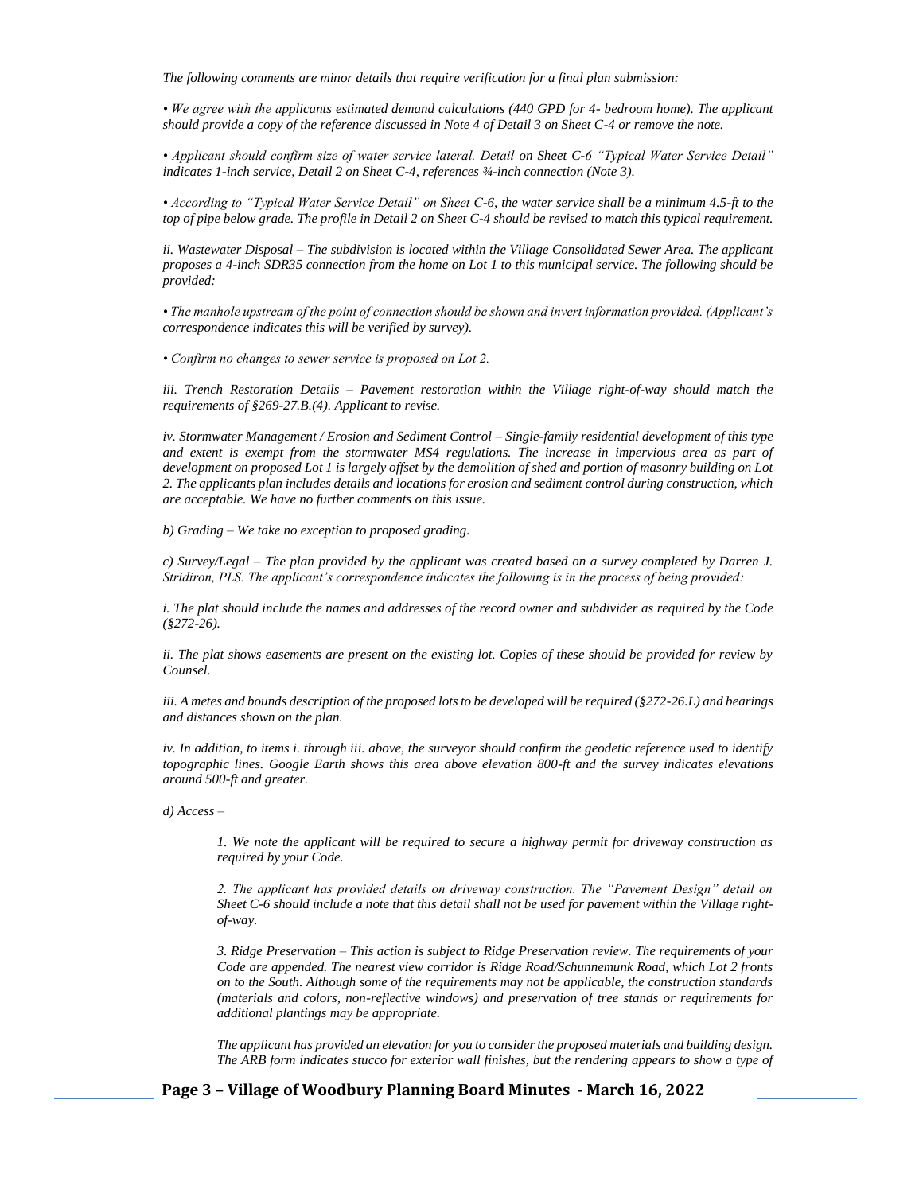*The following comments are minor details that require verification for a final plan submission:*

*• We agree with the applicants estimated demand calculations (440 GPD for 4- bedroom home). The applicant should provide a copy of the reference discussed in Note 4 of Detail 3 on Sheet C-4 or remove the note.*

*• Applicant should confirm size of water service lateral. Detail on Sheet C-6 "Typical Water Service Detail" indicates 1-inch service, Detail 2 on Sheet C-4, references ¾-inch connection (Note 3).*

*• According to "Typical Water Service Detail" on Sheet C-6, the water service shall be a minimum 4.5-ft to the top of pipe below grade. The profile in Detail 2 on Sheet C-4 should be revised to match this typical requirement.*

*ii. Wastewater Disposal – The subdivision is located within the Village Consolidated Sewer Area. The applicant proposes a 4-inch SDR35 connection from the home on Lot 1 to this municipal service. The following should be provided:*

*• The manhole upstream of the point of connection should be shown and invert information provided. (Applicant's correspondence indicates this will be verified by survey).*

*• Confirm no changes to sewer service is proposed on Lot 2.*

*iii. Trench Restoration Details – Pavement restoration within the Village right-of-way should match the requirements of §269-27.B.(4). Applicant to revise.*

*iv. Stormwater Management / Erosion and Sediment Control – Single-family residential development of this type and extent is exempt from the stormwater MS4 regulations. The increase in impervious area as part of development on proposed Lot 1 is largely offset by the demolition of shed and portion of masonry building on Lot 2. The applicants plan includes details and locations for erosion and sediment control during construction, which are acceptable. We have no further comments on this issue.*

*b) Grading – We take no exception to proposed grading.*

*c) Survey/Legal – The plan provided by the applicant was created based on a survey completed by Darren J. Stridiron, PLS. The applicant's correspondence indicates the following is in the process of being provided:*

*i. The plat should include the names and addresses of the record owner and subdivider as required by the Code (§272-26).*

*ii. The plat shows easements are present on the existing lot. Copies of these should be provided for review by Counsel.*

*iii. A metes and bounds description of the proposed lots to be developed will be required (§272-26.L) and bearings and distances shown on the plan.*

*iv. In addition, to items i. through iii. above, the surveyor should confirm the geodetic reference used to identify topographic lines. Google Earth shows this area above elevation 800-ft and the survey indicates elevations around 500-ft and greater.*

*d) Access –*

> *1. We note the applicant will be required to secure a highway permit for driveway construction as required by your Code.*
>
> *2. The applicant has provided details on driveway construction. The "Pavement Design" detail on Sheet C-6 should include a note that this detail shall not be used for pavement within the Village right-of-way.*
>
> *3. Ridge Preservation – This action is subject to Ridge Preservation review. The requirements of your Code are appended. The nearest view corridor is Ridge Road/Schunnemunk Road, which Lot 2 fronts on to the South. Although some of the requirements may not be applicable, the construction standards (materials and colors, non-reflective windows) and preservation of tree stands or requirements for additional plantings may be appropriate.*
>
> *The applicant has provided an elevation for you to consider the proposed materials and building design. The ARB form indicates stucco for exterior wall finishes, but the rendering appears to show a type of*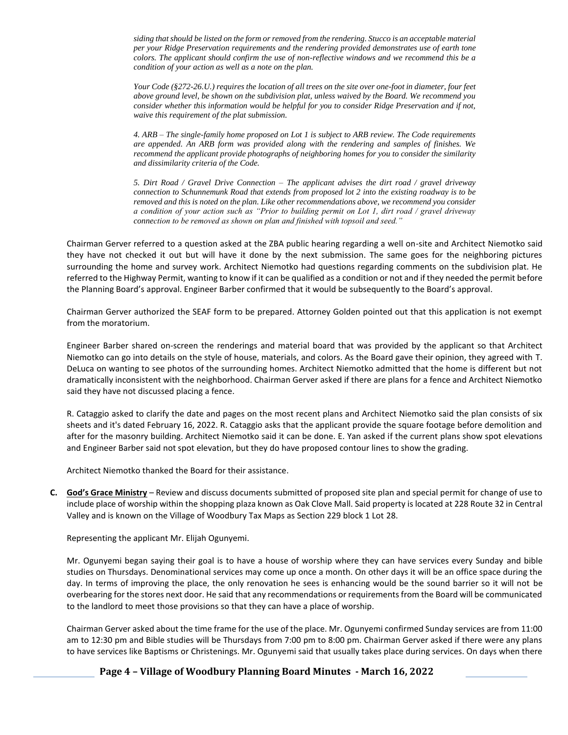*siding that should be listed on the form or removed from the rendering. Stucco is an acceptable material per your Ridge Preservation requirements and the rendering provided demonstrates use of earth tone colors. The applicant should confirm the use of non-reflective windows and we recommend this be a condition of your action as well as a note on the plan.*

*Your Code (§272-26.U.) requires the location of all trees on the site over one-foot in diameter, four feet above ground level, be shown on the subdivision plat, unless waived by the Board. We recommend you consider whether this information would be helpful for you to consider Ridge Preservation and if not, waive this requirement of the plat submission.*

*4. ARB – The single-family home proposed on Lot 1 is subject to ARB review. The Code requirements are appended. An ARB form was provided along with the rendering and samples of finishes. We recommend the applicant provide photographs of neighboring homes for you to consider the similarity and dissimilarity criteria of the Code.*

*5. Dirt Road / Gravel Drive Connection – The applicant advises the dirt road / gravel driveway connection to Schunnemunk Road that extends from proposed lot 2 into the existing roadway is to be removed and this is noted on the plan. Like other recommendations above, we recommend you consider a condition of your action such as "Prior to building permit on Lot 1, dirt road / gravel driveway connection to be removed as shown on plan and finished with topsoil and seed."*

Chairman Gerver referred to a question asked at the ZBA public hearing regarding a well on-site and Architect Niemotko said they have not checked it out but will have it done by the next submission. The same goes for the neighboring pictures surrounding the home and survey work. Architect Niemotko had questions regarding comments on the subdivision plat. He referred to the Highway Permit, wanting to know if it can be qualified as a condition or not and if they needed the permit before the Planning Board's approval. Engineer Barber confirmed that it would be subsequently to the Board's approval.

Chairman Gerver authorized the SEAF form to be prepared. Attorney Golden pointed out that this application is not exempt from the moratorium.

Engineer Barber shared on-screen the renderings and material board that was provided by the applicant so that Architect Niemotko can go into details on the style of house, materials, and colors. As the Board gave their opinion, they agreed with T. DeLuca on wanting to see photos of the surrounding homes. Architect Niemotko admitted that the home is different but not dramatically inconsistent with the neighborhood. Chairman Gerver asked if there are plans for a fence and Architect Niemotko said they have not discussed placing a fence.

R. Cataggio asked to clarify the date and pages on the most recent plans and Architect Niemotko said the plan consists of six sheets and it's dated February 16, 2022. R. Cataggio asks that the applicant provide the square footage before demolition and after for the masonry building. Architect Niemotko said it can be done. E. Yan asked if the current plans show spot elevations and Engineer Barber said not spot elevation, but they do have proposed contour lines to show the grading.

Architect Niemotko thanked the Board for their assistance.

**C. <u>God's Grace Ministry</u>** – Review and discuss documents submitted of proposed site plan and special permit for change of use to include place of worship within the shopping plaza known as Oak Clove Mall. Said property is located at 228 Route 32 in Central Valley and is known on the Village of Woodbury Tax Maps as Section 229 block 1 Lot 28.

Representing the applicant Mr. Elijah Ogunyemi.

Mr. Ogunyemi began saying their goal is to have a house of worship where they can have services every Sunday and bible studies on Thursdays. Denominational services may come up once a month. On other days it will be an office space during the day. In terms of improving the place, the only renovation he sees is enhancing would be the sound barrier so it will not be overbearing for the stores next door. He said that any recommendations or requirements from the Board will be communicated to the landlord to meet those provisions so that they can have a place of worship.

Chairman Gerver asked about the time frame for the use of the place. Mr. Ogunyemi confirmed Sunday services are from 11:00 am to 12:30 pm and Bible studies will be Thursdays from 7:00 pm to 8:00 pm. Chairman Gerver asked if there were any plans to have services like Baptisms or Christenings. Mr. Ogunyemi said that usually takes place during services. On days when there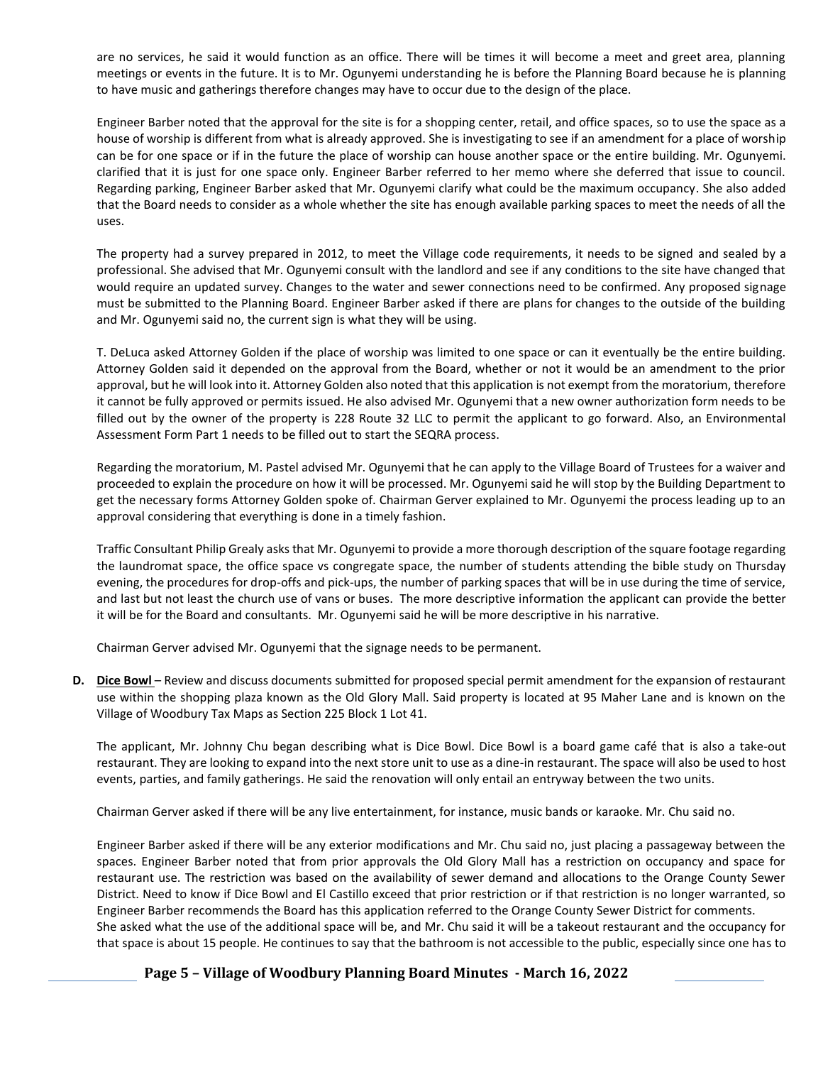are no services, he said it would function as an office. There will be times it will become a meet and greet area, planning meetings or events in the future. It is to Mr. Ogunyemi understanding he is before the Planning Board because he is planning to have music and gatherings therefore changes may have to occur due to the design of the place.

Engineer Barber noted that the approval for the site is for a shopping center, retail, and office spaces, so to use the space as a house of worship is different from what is already approved. She is investigating to see if an amendment for a place of worship can be for one space or if in the future the place of worship can house another space or the entire building. Mr. Ogunyemi. clarified that it is just for one space only. Engineer Barber referred to her memo where she deferred that issue to council. Regarding parking, Engineer Barber asked that Mr. Ogunyemi clarify what could be the maximum occupancy. She also added that the Board needs to consider as a whole whether the site has enough available parking spaces to meet the needs of all the uses.

The property had a survey prepared in 2012, to meet the Village code requirements, it needs to be signed and sealed by a professional. She advised that Mr. Ogunyemi consult with the landlord and see if any conditions to the site have changed that would require an updated survey. Changes to the water and sewer connections need to be confirmed. Any proposed signage must be submitted to the Planning Board. Engineer Barber asked if there are plans for changes to the outside of the building and Mr. Ogunyemi said no, the current sign is what they will be using.

T. DeLuca asked Attorney Golden if the place of worship was limited to one space or can it eventually be the entire building. Attorney Golden said it depended on the approval from the Board, whether or not it would be an amendment to the prior approval, but he will look into it. Attorney Golden also noted that this application is not exempt from the moratorium, therefore it cannot be fully approved or permits issued. He also advised Mr. Ogunyemi that a new owner authorization form needs to be filled out by the owner of the property is 228 Route 32 LLC to permit the applicant to go forward. Also, an Environmental Assessment Form Part 1 needs to be filled out to start the SEQRA process.

Regarding the moratorium, M. Pastel advised Mr. Ogunyemi that he can apply to the Village Board of Trustees for a waiver and proceeded to explain the procedure on how it will be processed. Mr. Ogunyemi said he will stop by the Building Department to get the necessary forms Attorney Golden spoke of. Chairman Gerver explained to Mr. Ogunyemi the process leading up to an approval considering that everything is done in a timely fashion.

Traffic Consultant Philip Grealy asks that Mr. Ogunyemi to provide a more thorough description of the square footage regarding the laundromat space, the office space vs congregate space, the number of students attending the bible study on Thursday evening, the procedures for drop-offs and pick-ups, the number of parking spaces that will be in use during the time of service, and last but not least the church use of vans or buses. The more descriptive information the applicant can provide the better it will be for the Board and consultants. Mr. Ogunyemi said he will be more descriptive in his narrative.

Chairman Gerver advised Mr. Ogunyemi that the signage needs to be permanent.

**D. Dice Bowl** – Review and discuss documents submitted for proposed special permit amendment for the expansion of restaurant use within the shopping plaza known as the Old Glory Mall. Said property is located at 95 Maher Lane and is known on the Village of Woodbury Tax Maps as Section 225 Block 1 Lot 41.

The applicant, Mr. Johnny Chu began describing what is Dice Bowl. Dice Bowl is a board game café that is also a take-out restaurant. They are looking to expand into the next store unit to use as a dine-in restaurant. The space will also be used to host events, parties, and family gatherings. He said the renovation will only entail an entryway between the two units.

Chairman Gerver asked if there will be any live entertainment, for instance, music bands or karaoke. Mr. Chu said no.

Engineer Barber asked if there will be any exterior modifications and Mr. Chu said no, just placing a passageway between the spaces. Engineer Barber noted that from prior approvals the Old Glory Mall has a restriction on occupancy and space for restaurant use. The restriction was based on the availability of sewer demand and allocations to the Orange County Sewer District. Need to know if Dice Bowl and El Castillo exceed that prior restriction or if that restriction is no longer warranted, so Engineer Barber recommends the Board has this application referred to the Orange County Sewer District for comments.
She asked what the use of the additional space will be, and Mr. Chu said it will be a takeout restaurant and the occupancy for that space is about 15 people. He continues to say that the bathroom is not accessible to the public, especially since one has to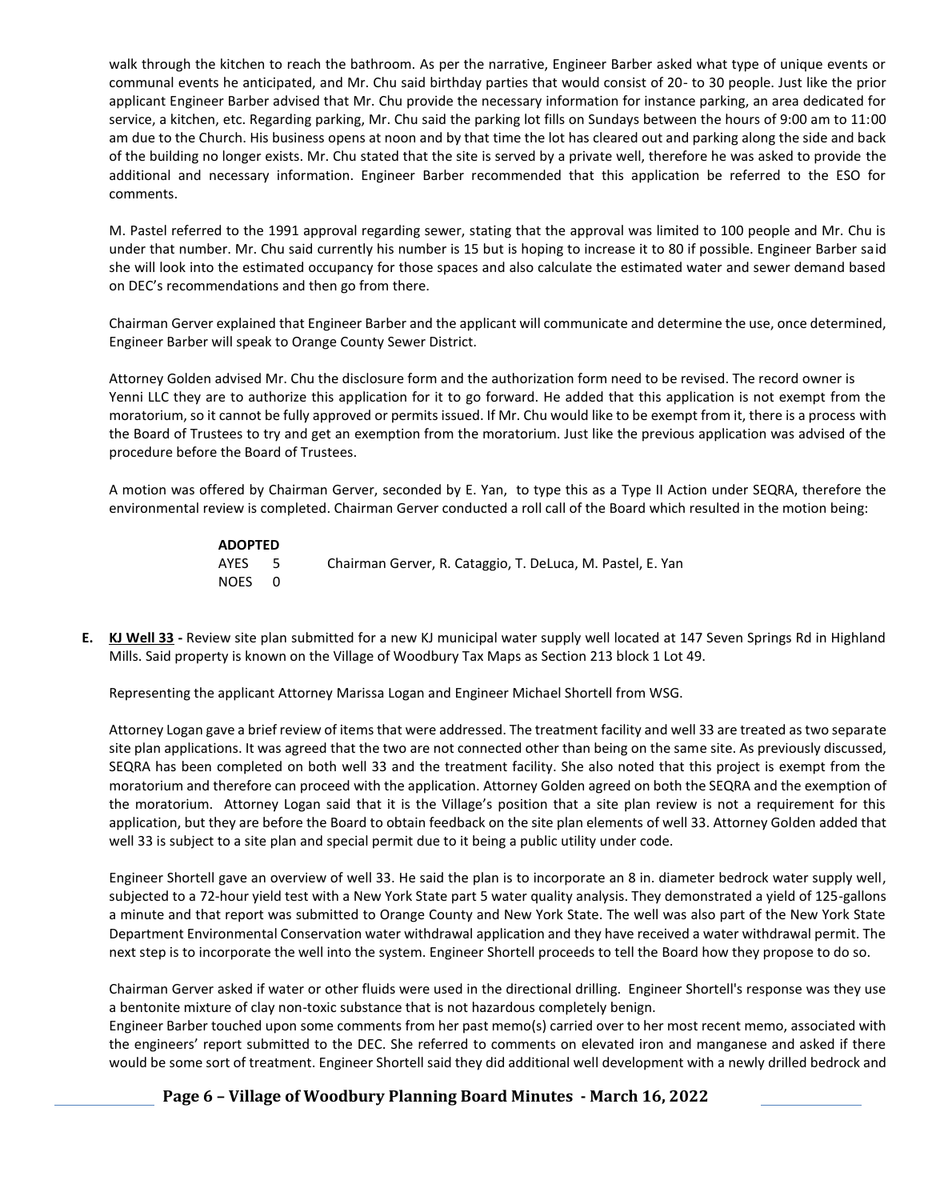walk through the kitchen to reach the bathroom. As per the narrative, Engineer Barber asked what type of unique events or communal events he anticipated, and Mr. Chu said birthday parties that would consist of 20- to 30 people. Just like the prior applicant Engineer Barber advised that Mr. Chu provide the necessary information for instance parking, an area dedicated for service, a kitchen, etc. Regarding parking, Mr. Chu said the parking lot fills on Sundays between the hours of 9:00 am to 11:00 am due to the Church. His business opens at noon and by that time the lot has cleared out and parking along the side and back of the building no longer exists. Mr. Chu stated that the site is served by a private well, therefore he was asked to provide the additional and necessary information. Engineer Barber recommended that this application be referred to the ESO for comments.

M. Pastel referred to the 1991 approval regarding sewer, stating that the approval was limited to 100 people and Mr. Chu is under that number. Mr. Chu said currently his number is 15 but is hoping to increase it to 80 if possible. Engineer Barber said she will look into the estimated occupancy for those spaces and also calculate the estimated water and sewer demand based on DEC's recommendations and then go from there.

Chairman Gerver explained that Engineer Barber and the applicant will communicate and determine the use, once determined, Engineer Barber will speak to Orange County Sewer District.

Attorney Golden advised Mr. Chu the disclosure form and the authorization form need to be revised. The record owner is Yenni LLC they are to authorize this application for it to go forward. He added that this application is not exempt from the moratorium, so it cannot be fully approved or permits issued. If Mr. Chu would like to be exempt from it, there is a process with the Board of Trustees to try and get an exemption from the moratorium. Just like the previous application was advised of the procedure before the Board of Trustees.

A motion was offered by Chairman Gerver, seconded by E. Yan, to type this as a Type II Action under SEQRA, therefore the environmental review is completed. Chairman Gerver conducted a roll call of the Board which resulted in the motion being:

**ADOPTED**
AYES 5 Chairman Gerver, R. Cataggio, T. DeLuca, M. Pastel, E. Yan
NOES 0

**E. <u>KJ Well 33</u> -** Review site plan submitted for a new KJ municipal water supply well located at 147 Seven Springs Rd in Highland Mills. Said property is known on the Village of Woodbury Tax Maps as Section 213 block 1 Lot 49.

Representing the applicant Attorney Marissa Logan and Engineer Michael Shortell from WSG.

Attorney Logan gave a brief review of items that were addressed. The treatment facility and well 33 are treated as two separate site plan applications. It was agreed that the two are not connected other than being on the same site. As previously discussed, SEQRA has been completed on both well 33 and the treatment facility. She also noted that this project is exempt from the moratorium and therefore can proceed with the application. Attorney Golden agreed on both the SEQRA and the exemption of the moratorium. Attorney Logan said that it is the Village's position that a site plan review is not a requirement for this application, but they are before the Board to obtain feedback on the site plan elements of well 33. Attorney Golden added that well 33 is subject to a site plan and special permit due to it being a public utility under code.

Engineer Shortell gave an overview of well 33. He said the plan is to incorporate an 8 in. diameter bedrock water supply well, subjected to a 72-hour yield test with a New York State part 5 water quality analysis. They demonstrated a yield of 125-gallons a minute and that report was submitted to Orange County and New York State. The well was also part of the New York State Department Environmental Conservation water withdrawal application and they have received a water withdrawal permit. The next step is to incorporate the well into the system. Engineer Shortell proceeds to tell the Board how they propose to do so.

Chairman Gerver asked if water or other fluids were used in the directional drilling. Engineer Shortell's response was they use a bentonite mixture of clay non-toxic substance that is not hazardous completely benign.
Engineer Barber touched upon some comments from her past memo(s) carried over to her most recent memo, associated with the engineers' report submitted to the DEC. She referred to comments on elevated iron and manganese and asked if there would be some sort of treatment. Engineer Shortell said they did additional well development with a newly drilled bedrock and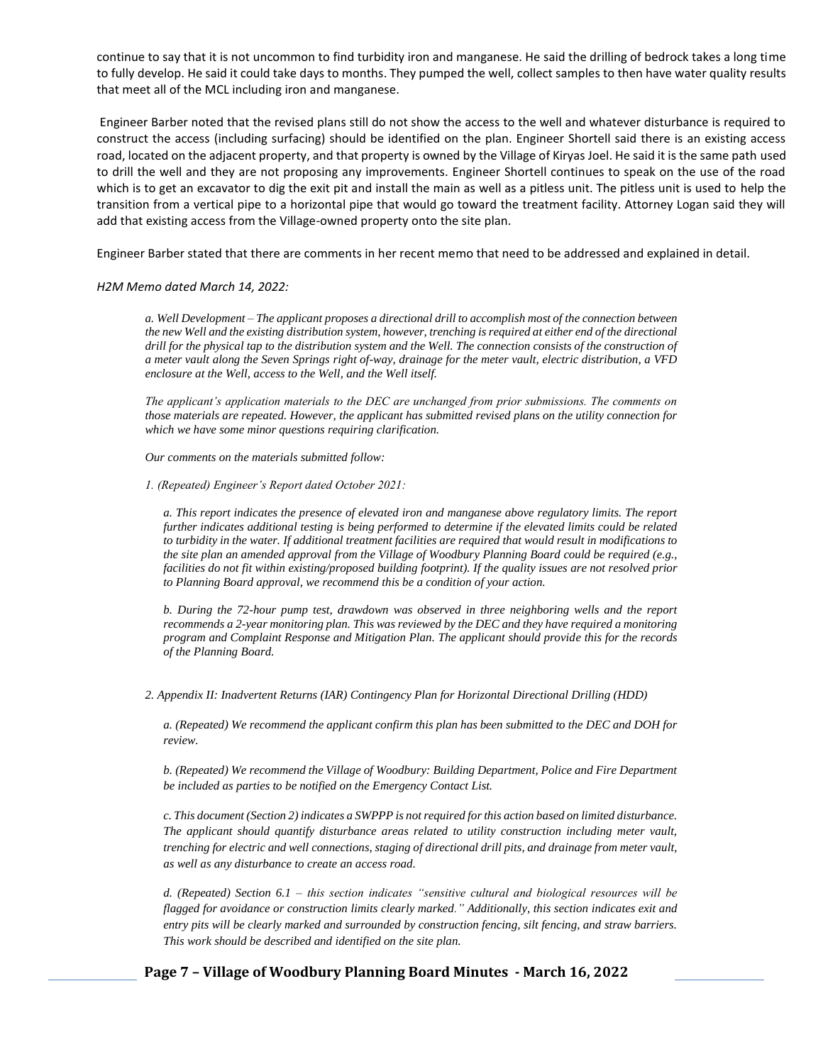continue to say that it is not uncommon to find turbidity iron and manganese. He said the drilling of bedrock takes a long time to fully develop. He said it could take days to months. They pumped the well, collect samples to then have water quality results that meet all of the MCL including iron and manganese.

Engineer Barber noted that the revised plans still do not show the access to the well and whatever disturbance is required to construct the access (including surfacing) should be identified on the plan. Engineer Shortell said there is an existing access road, located on the adjacent property, and that property is owned by the Village of Kiryas Joel. He said it is the same path used to drill the well and they are not proposing any improvements. Engineer Shortell continues to speak on the use of the road which is to get an excavator to dig the exit pit and install the main as well as a pitless unit. The pitless unit is used to help the transition from a vertical pipe to a horizontal pipe that would go toward the treatment facility. Attorney Logan said they will add that existing access from the Village-owned property onto the site plan.

Engineer Barber stated that there are comments in her recent memo that need to be addressed and explained in detail.

*H2M Memo dated March 14, 2022:*

> *a. Well Development – The applicant proposes a directional drill to accomplish most of the connection between the new Well and the existing distribution system, however, trenching is required at either end of the directional drill for the physical tap to the distribution system and the Well. The connection consists of the construction of a meter vault along the Seven Springs right of-way, drainage for the meter vault, electric distribution, a VFD enclosure at the Well, access to the Well, and the Well itself.*
>
> *The applicant's application materials to the DEC are unchanged from prior submissions. The comments on those materials are repeated. However, the applicant has submitted revised plans on the utility connection for which we have some minor questions requiring clarification.*
>
> *Our comments on the materials submitted follow:*
>
> *1. (Repeated) Engineer's Report dated October 2021:*
>
> > *a. This report indicates the presence of elevated iron and manganese above regulatory limits. The report further indicates additional testing is being performed to determine if the elevated limits could be related to turbidity in the water. If additional treatment facilities are required that would result in modifications to the site plan an amended approval from the Village of Woodbury Planning Board could be required (e.g., facilities do not fit within existing/proposed building footprint). If the quality issues are not resolved prior to Planning Board approval, we recommend this be a condition of your action.*
> >
> > *b. During the 72-hour pump test, drawdown was observed in three neighboring wells and the report recommends a 2-year monitoring plan. This was reviewed by the DEC and they have required a monitoring program and Complaint Response and Mitigation Plan. The applicant should provide this for the records of the Planning Board.*
>
> *2. Appendix II: Inadvertent Returns (IAR) Contingency Plan for Horizontal Directional Drilling (HDD)*
>
> > *a. (Repeated) We recommend the applicant confirm this plan has been submitted to the DEC and DOH for review.*
> >
> > *b. (Repeated) We recommend the Village of Woodbury: Building Department, Police and Fire Department be included as parties to be notified on the Emergency Contact List.*
> >
> > *c. This document (Section 2) indicates a SWPPP is not required for this action based on limited disturbance. The applicant should quantify disturbance areas related to utility construction including meter vault, trenching for electric and well connections, staging of directional drill pits, and drainage from meter vault, as well as any disturbance to create an access road.*
> >
> > *d. (Repeated) Section 6.1 – this section indicates "sensitive cultural and biological resources will be flagged for avoidance or construction limits clearly marked." Additionally, this section indicates exit and entry pits will be clearly marked and surrounded by construction fencing, silt fencing, and straw barriers. This work should be described and identified on the site plan.*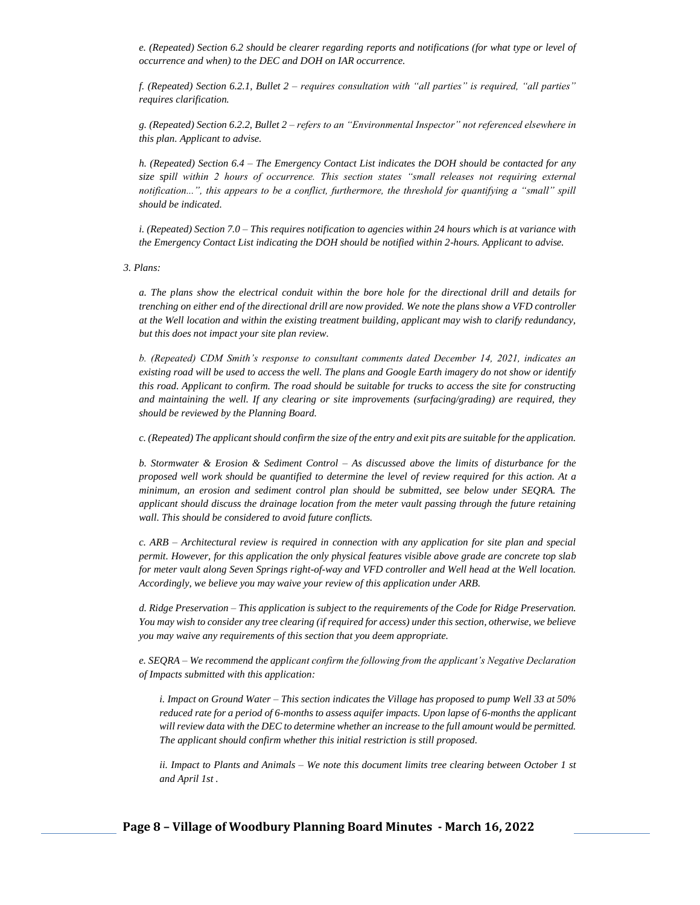*e. (Repeated) Section 6.2 should be clearer regarding reports and notifications (for what type or level of occurrence and when) to the DEC and DOH on IAR occurrence.*

*f. (Repeated) Section 6.2.1, Bullet 2 – requires consultation with "all parties" is required, "all parties" requires clarification.*

*g. (Repeated) Section 6.2.2, Bullet 2 – refers to an "Environmental Inspector" not referenced elsewhere in this plan. Applicant to advise.*

*h. (Repeated) Section 6.4 – The Emergency Contact List indicates the DOH should be contacted for any size spill within 2 hours of occurrence. This section states "small releases not requiring external notification...", this appears to be a conflict, furthermore, the threshold for quantifying a "small" spill should be indicated.*

*i. (Repeated) Section 7.0 – This requires notification to agencies within 24 hours which is at variance with the Emergency Contact List indicating the DOH should be notified within 2-hours. Applicant to advise.*

*3. Plans:*

*a. The plans show the electrical conduit within the bore hole for the directional drill and details for trenching on either end of the directional drill are now provided. We note the plans show a VFD controller at the Well location and within the existing treatment building, applicant may wish to clarify redundancy, but this does not impact your site plan review.*

*b. (Repeated) CDM Smith's response to consultant comments dated December 14, 2021, indicates an existing road will be used to access the well. The plans and Google Earth imagery do not show or identify this road. Applicant to confirm. The road should be suitable for trucks to access the site for constructing and maintaining the well. If any clearing or site improvements (surfacing/grading) are required, they should be reviewed by the Planning Board.*

*c. (Repeated) The applicant should confirm the size of the entry and exit pits are suitable for the application.*

*b. Stormwater & Erosion & Sediment Control – As discussed above the limits of disturbance for the proposed well work should be quantified to determine the level of review required for this action. At a minimum, an erosion and sediment control plan should be submitted, see below under SEQRA. The applicant should discuss the drainage location from the meter vault passing through the future retaining wall. This should be considered to avoid future conflicts.*

*c. ARB – Architectural review is required in connection with any application for site plan and special permit. However, for this application the only physical features visible above grade are concrete top slab for meter vault along Seven Springs right-of-way and VFD controller and Well head at the Well location. Accordingly, we believe you may waive your review of this application under ARB.*

*d. Ridge Preservation – This application is subject to the requirements of the Code for Ridge Preservation. You may wish to consider any tree clearing (if required for access) under this section, otherwise, we believe you may waive any requirements of this section that you deem appropriate.*

*e. SEQRA – We recommend the applicant confirm the following from the applicant's Negative Declaration of Impacts submitted with this application:*

*i. Impact on Ground Water – This section indicates the Village has proposed to pump Well 33 at 50% reduced rate for a period of 6-months to assess aquifer impacts. Upon lapse of 6-months the applicant will review data with the DEC to determine whether an increase to the full amount would be permitted. The applicant should confirm whether this initial restriction is still proposed.*

*ii. Impact to Plants and Animals – We note this document limits tree clearing between October 1 st and April 1st .*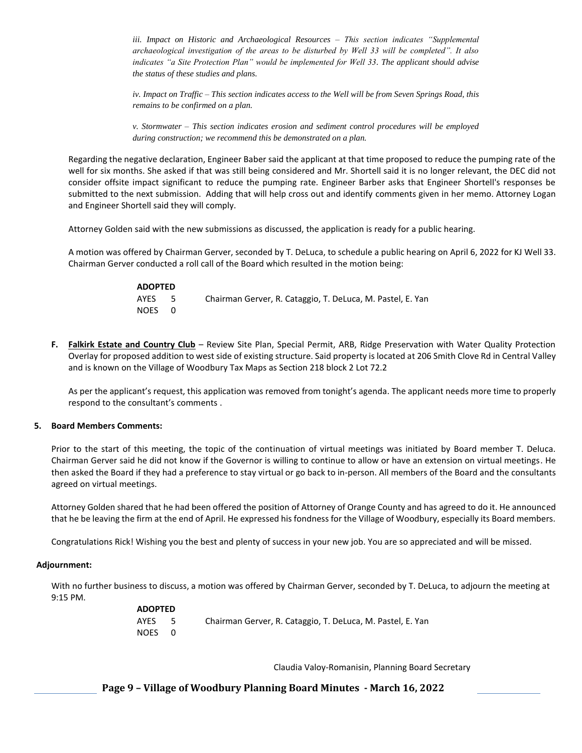*iii. Impact on Historic and Archaeological Resources – This section indicates "Supplemental archaeological investigation of the areas to be disturbed by Well 33 will be completed". It also indicates "a Site Protection Plan" would be implemented for Well 33. The applicant should advise the status of these studies and plans.*

*iv. Impact on Traffic – This section indicates access to the Well will be from Seven Springs Road, this remains to be confirmed on a plan.*

*v. Stormwater – This section indicates erosion and sediment control procedures will be employed during construction; we recommend this be demonstrated on a plan.*

Regarding the negative declaration, Engineer Baber said the applicant at that time proposed to reduce the pumping rate of the well for six months. She asked if that was still being considered and Mr. Shortell said it is no longer relevant, the DEC did not consider offsite impact significant to reduce the pumping rate. Engineer Barber asks that Engineer Shortell's responses be submitted to the next submission. Adding that will help cross out and identify comments given in her memo. Attorney Logan and Engineer Shortell said they will comply.

Attorney Golden said with the new submissions as discussed, the application is ready for a public hearing.

A motion was offered by Chairman Gerver, seconded by T. DeLuca, to schedule a public hearing on April 6, 2022 for KJ Well 33. Chairman Gerver conducted a roll call of the Board which resulted in the motion being:

**ADOPTED**
AYES 5 Chairman Gerver, R. Cataggio, T. DeLuca, M. Pastel, E. Yan
NOES 0

**F. Falkirk Estate and Country Club** – Review Site Plan, Special Permit, ARB, Ridge Preservation with Water Quality Protection Overlay for proposed addition to west side of existing structure. Said property is located at 206 Smith Clove Rd in Central Valley and is known on the Village of Woodbury Tax Maps as Section 218 block 2 Lot 72.2

As per the applicant's request, this application was removed from tonight's agenda. The applicant needs more time to properly respond to the consultant's comments .

**5. Board Members Comments:**

Prior to the start of this meeting, the topic of the continuation of virtual meetings was initiated by Board member T. Deluca. Chairman Gerver said he did not know if the Governor is willing to continue to allow or have an extension on virtual meetings. He then asked the Board if they had a preference to stay virtual or go back to in-person. All members of the Board and the consultants agreed on virtual meetings.

Attorney Golden shared that he had been offered the position of Attorney of Orange County and has agreed to do it. He announced that he be leaving the firm at the end of April. He expressed his fondness for the Village of Woodbury, especially its Board members.

Congratulations Rick! Wishing you the best and plenty of success in your new job. You are so appreciated and will be missed.

**Adjournment:**

With no further business to discuss, a motion was offered by Chairman Gerver, seconded by T. DeLuca, to adjourn the meeting at 9:15 PM.

**ADOPTED**
AYES 5 Chairman Gerver, R. Cataggio, T. DeLuca, M. Pastel, E. Yan
NOES 0

Claudia Valoy-Romanisin, Planning Board Secretary